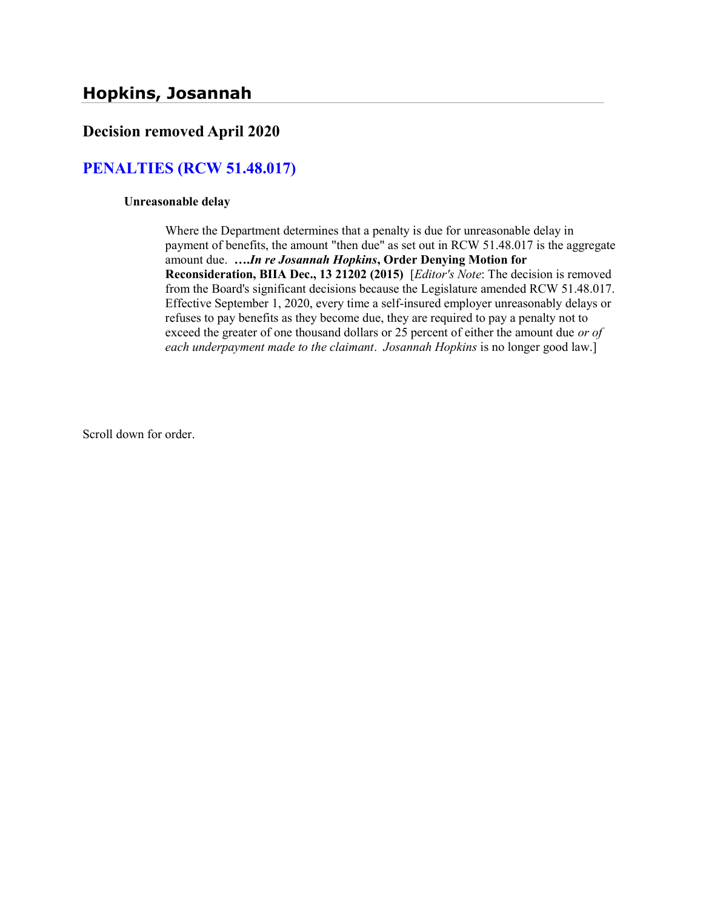# Hopkins, Josannah

## Decision removed April 2020

## PENALTIES (RCW 51.48.017)

### Unreasonable delay

> Where the Department determines that a penalty is due for unreasonable delay in payment of benefits, the amount "then due" as set out in RCW 51.48.017 is the aggregate amount due. ****….In re Josannah Hopkins*, Order Denying Motion for Reconsideration, BIIA Dec., 13 21202 (2015)** [*Editor's Note*: The decision is removed from the Board's significant decisions because the Legislature amended RCW 51.48.017. Effective September 1, 2020, every time a self-insured employer unreasonably delays or refuses to pay benefits as they become due, they are required to pay a penalty not to exceed the greater of one thousand dollars or 25 percent of either the amount due *or of each underpayment made to the claimant*. *Josannah Hopkins* is no longer good law.]

Scroll down for order.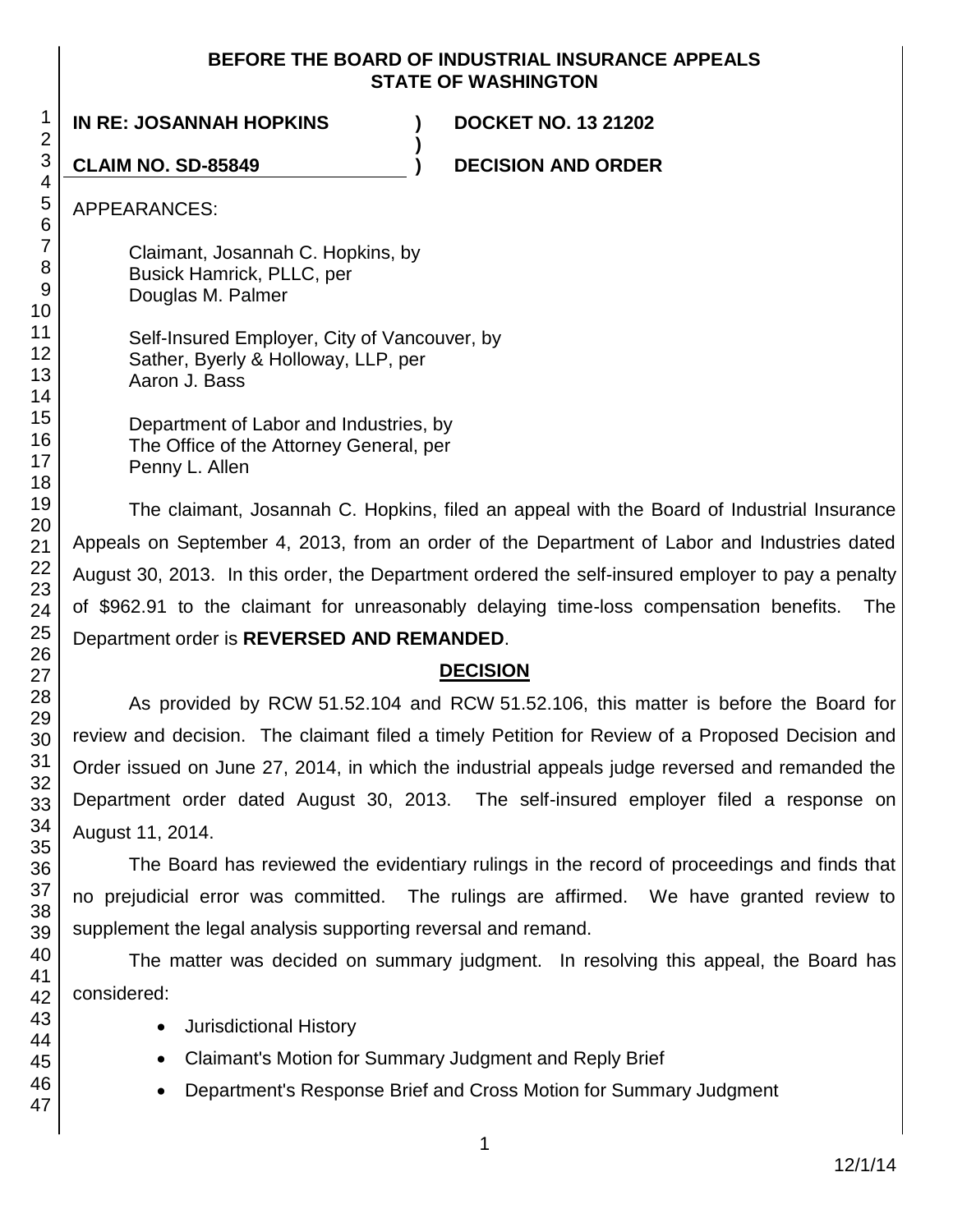**BEFORE THE BOARD OF INDUSTRIAL INSURANCE APPEALS**
**STATE OF WASHINGTON**

**IN RE: JOSANNAH HOPKINS** ) **DOCKET NO. 13 21202**
)
**CLAIM NO. SD-85849** ) **DECISION AND ORDER**

APPEARANCES:

Claimant, Josannah C. Hopkins, by
Busick Hamrick, PLLC, per
Douglas M. Palmer

Self-Insured Employer, City of Vancouver, by
Sather, Byerly & Holloway, LLP, per
Aaron J. Bass

Department of Labor and Industries, by
The Office of the Attorney General, per
Penny L. Allen

The claimant, Josannah C. Hopkins, filed an appeal with the Board of Industrial Insurance Appeals on September 4, 2013, from an order of the Department of Labor and Industries dated August 30, 2013. In this order, the Department ordered the self-insured employer to pay a penalty of $962.91 to the claimant for unreasonably delaying time-loss compensation benefits. The Department order is **REVERSED AND REMANDED**.

## DECISION

As provided by RCW 51.52.104 and RCW 51.52.106, this matter is before the Board for review and decision. The claimant filed a timely Petition for Review of a Proposed Decision and Order issued on June 27, 2014, in which the industrial appeals judge reversed and remanded the Department order dated August 30, 2013. The self-insured employer filed a response on August 11, 2014.

The Board has reviewed the evidentiary rulings in the record of proceedings and finds that no prejudicial error was committed. The rulings are affirmed. We have granted review to supplement the legal analysis supporting reversal and remand.

The matter was decided on summary judgment. In resolving this appeal, the Board has considered:

- Jurisdictional History
- Claimant's Motion for Summary Judgment and Reply Brief
- Department's Response Brief and Cross Motion for Summary Judgment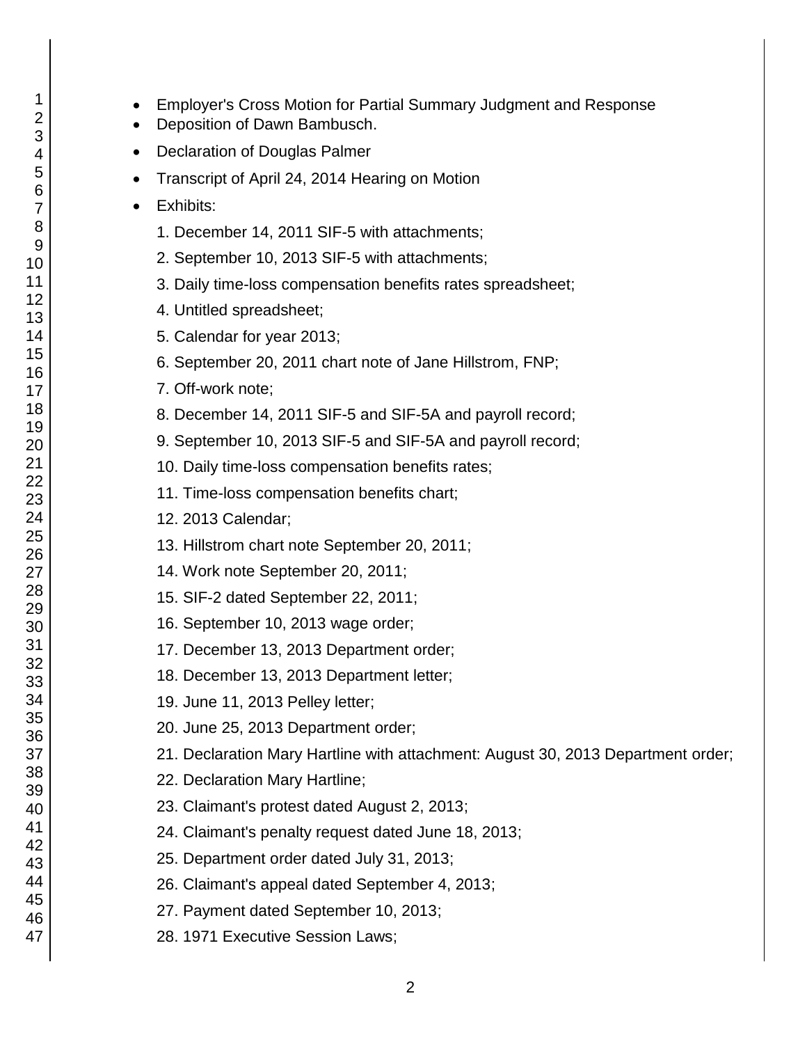- Employer's Cross Motion for Partial Summary Judgment and Response
- Deposition of Dawn Bambusch.
- Declaration of Douglas Palmer
- Transcript of April 24, 2014 Hearing on Motion
- Exhibits:

  1. December 14, 2011 SIF-5 with attachments;
  2. September 10, 2013 SIF-5 with attachments;
  3. Daily time-loss compensation benefits rates spreadsheet;
  4. Untitled spreadsheet;
  5. Calendar for year 2013;
  6. September 20, 2011 chart note of Jane Hillstrom, FNP;
  7. Off-work note;
  8. December 14, 2011 SIF-5 and SIF-5A and payroll record;
  9. September 10, 2013 SIF-5 and SIF-5A and payroll record;
  10. Daily time-loss compensation benefits rates;
  11. Time-loss compensation benefits chart;
  12. 2013 Calendar;
  13. Hillstrom chart note September 20, 2011;
  14. Work note September 20, 2011;
  15. SIF-2 dated September 22, 2011;
  16. September 10, 2013 wage order;
  17. December 13, 2013 Department order;
  18. December 13, 2013 Department letter;
  19. June 11, 2013 Pelley letter;
  20. June 25, 2013 Department order;
  21. Declaration Mary Hartline with attachment: August 30, 2013 Department order;
  22. Declaration Mary Hartline;
  23. Claimant's protest dated August 2, 2013;
  24. Claimant's penalty request dated June 18, 2013;
  25. Department order dated July 31, 2013;
  26. Claimant's appeal dated September 4, 2013;
  27. Payment dated September 10, 2013;
  28. 1971 Executive Session Laws;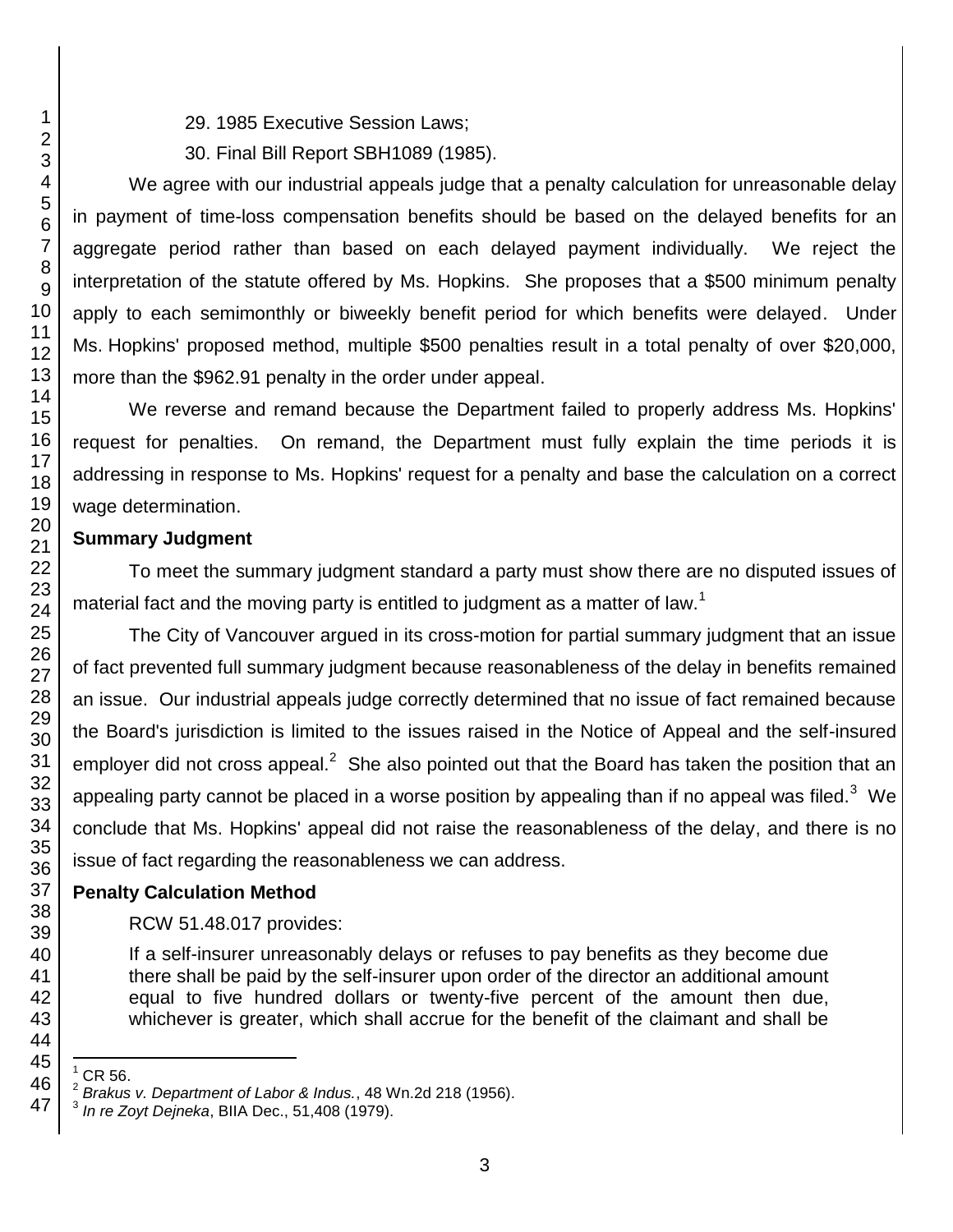29. 1985 Executive Session Laws;

30. Final Bill Report SBH1089 (1985).

We agree with our industrial appeals judge that a penalty calculation for unreasonable delay in payment of time-loss compensation benefits should be based on the delayed benefits for an aggregate period rather than based on each delayed payment individually. We reject the interpretation of the statute offered by Ms. Hopkins. She proposes that a $500 minimum penalty apply to each semimonthly or biweekly benefit period for which benefits were delayed. Under Ms. Hopkins' proposed method, multiple $500 penalties result in a total penalty of over $20,000, more than the $962.91 penalty in the order under appeal.

We reverse and remand because the Department failed to properly address Ms. Hopkins' request for penalties. On remand, the Department must fully explain the time periods it is addressing in response to Ms. Hopkins' request for a penalty and base the calculation on a correct wage determination.

**Summary Judgment**

To meet the summary judgment standard a party must show there are no disputed issues of material fact and the moving party is entitled to judgment as a matter of law.[1]

The City of Vancouver argued in its cross-motion for partial summary judgment that an issue of fact prevented full summary judgment because reasonableness of the delay in benefits remained an issue. Our industrial appeals judge correctly determined that no issue of fact remained because the Board's jurisdiction is limited to the issues raised in the Notice of Appeal and the self-insured employer did not cross appeal.[2] She also pointed out that the Board has taken the position that an appealing party cannot be placed in a worse position by appealing than if no appeal was filed.[3] We conclude that Ms. Hopkins' appeal did not raise the reasonableness of the delay, and there is no issue of fact regarding the reasonableness we can address.

**Penalty Calculation Method**

RCW 51.48.017 provides:

> If a self-insurer unreasonably delays or refuses to pay benefits as they become due there shall be paid by the self-insurer upon order of the director an additional amount equal to five hundred dollars or twenty-five percent of the amount then due, whichever is greater, which shall accrue for the benefit of the claimant and shall be

---

[1] CR 56.

[2] *Brakus v. Department of Labor & Indus.*, 48 Wn.2d 218 (1956).

[3] *In re Zoyt Dejneka*, BIIA Dec., 51,408 (1979).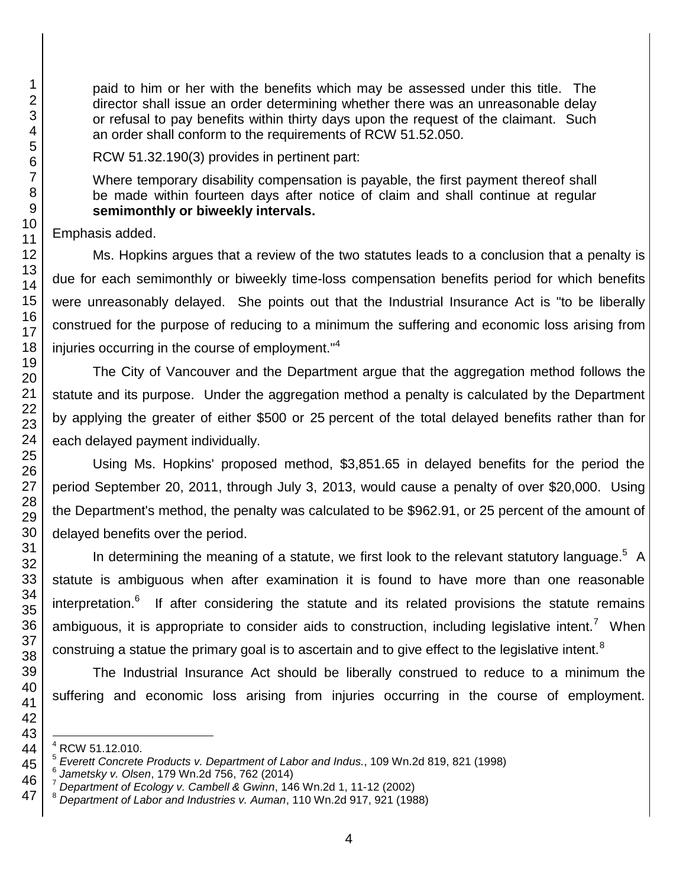paid to him or her with the benefits which may be assessed under this title. The director shall issue an order determining whether there was an unreasonable delay or refusal to pay benefits within thirty days upon the request of the claimant. Such an order shall conform to the requirements of RCW 51.52.050.

RCW 51.32.190(3) provides in pertinent part:

> Where temporary disability compensation is payable, the first payment thereof shall be made within fourteen days after notice of claim and shall continue at regular **semimonthly or biweekly intervals.**

Emphasis added.

Ms. Hopkins argues that a review of the two statutes leads to a conclusion that a penalty is due for each semimonthly or biweekly time-loss compensation benefits period for which benefits were unreasonably delayed. She points out that the Industrial Insurance Act is "to be liberally construed for the purpose of reducing to a minimum the suffering and economic loss arising from injuries occurring in the course of employment."[4]

The City of Vancouver and the Department argue that the aggregation method follows the statute and its purpose. Under the aggregation method a penalty is calculated by the Department by applying the greater of either $500 or 25 percent of the total delayed benefits rather than for each delayed payment individually.

Using Ms. Hopkins' proposed method, $3,851.65 in delayed benefits for the period the period September 20, 2011, through July 3, 2013, would cause a penalty of over $20,000. Using the Department's method, the penalty was calculated to be $962.91, or 25 percent of the amount of delayed benefits over the period.

In determining the meaning of a statute, we first look to the relevant statutory language.[5] A statute is ambiguous when after examination it is found to have more than one reasonable interpretation.[6] If after considering the statute and its related provisions the statute remains ambiguous, it is appropriate to consider aids to construction, including legislative intent.[7] When construing a statue the primary goal is to ascertain and to give effect to the legislative intent.[8]

The Industrial Insurance Act should be liberally construed to reduce to a minimum the suffering and economic loss arising from injuries occurring in the course of employment.

---

[4] RCW 51.12.010.

[5] *Everett Concrete Products v. Department of Labor and Indus.*, 109 Wn.2d 819, 821 (1998)

[6] *Jametsky v. Olsen*, 179 Wn.2d 756, 762 (2014)

[7] *Department of Ecology v. Cambell & Gwinn*, 146 Wn.2d 1, 11-12 (2002)

[8] *Department of Labor and Industries v. Auman*, 110 Wn.2d 917, 921 (1988)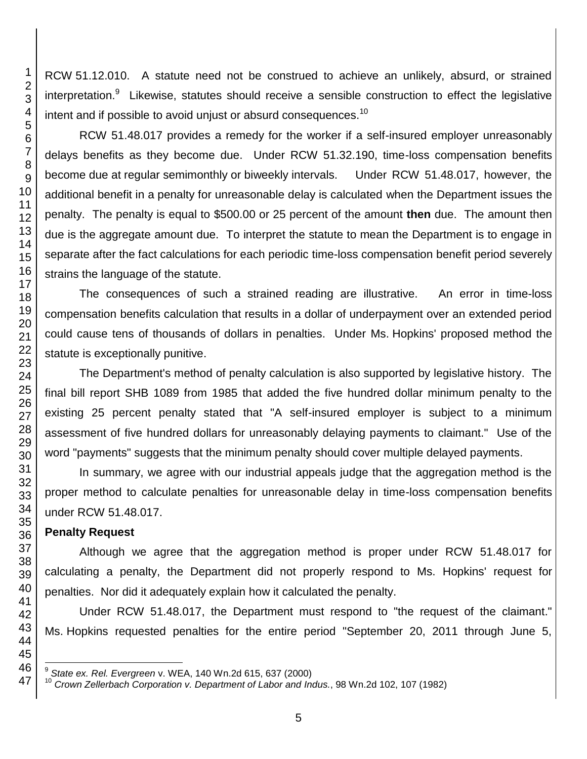RCW 51.12.010. A statute need not be construed to achieve an unlikely, absurd, or strained interpretation.[9] Likewise, statutes should receive a sensible construction to effect the legislative intent and if possible to avoid unjust or absurd consequences.[10]

RCW 51.48.017 provides a remedy for the worker if a self-insured employer unreasonably delays benefits as they become due. Under RCW 51.32.190, time-loss compensation benefits become due at regular semimonthly or biweekly intervals. Under RCW 51.48.017, however, the additional benefit in a penalty for unreasonable delay is calculated when the Department issues the penalty. The penalty is equal to $500.00 or 25 percent of the amount **then** due. The amount then due is the aggregate amount due. To interpret the statute to mean the Department is to engage in separate after the fact calculations for each periodic time-loss compensation benefit period severely strains the language of the statute.

The consequences of such a strained reading are illustrative. An error in time-loss compensation benefits calculation that results in a dollar of underpayment over an extended period could cause tens of thousands of dollars in penalties. Under Ms. Hopkins' proposed method the statute is exceptionally punitive.

The Department's method of penalty calculation is also supported by legislative history. The final bill report SHB 1089 from 1985 that added the five hundred dollar minimum penalty to the existing 25 percent penalty stated that "A self-insured employer is subject to a minimum assessment of five hundred dollars for unreasonably delaying payments to claimant." Use of the word "payments" suggests that the minimum penalty should cover multiple delayed payments.

In summary, we agree with our industrial appeals judge that the aggregation method is the proper method to calculate penalties for unreasonable delay in time-loss compensation benefits under RCW 51.48.017.

**Penalty Request**

Although we agree that the aggregation method is proper under RCW 51.48.017 for calculating a penalty, the Department did not properly respond to Ms. Hopkins' request for penalties. Nor did it adequately explain how it calculated the penalty.

Under RCW 51.48.017, the Department must respond to "the request of the claimant." Ms. Hopkins requested penalties for the entire period "September 20, 2011 through June 5,

---

[9] *State ex. Rel. Evergreen* v. WEA, 140 Wn.2d 615, 637 (2000)

[10] *Crown Zellerbach Corporation v. Department of Labor and Indus.*, 98 Wn.2d 102, 107 (1982)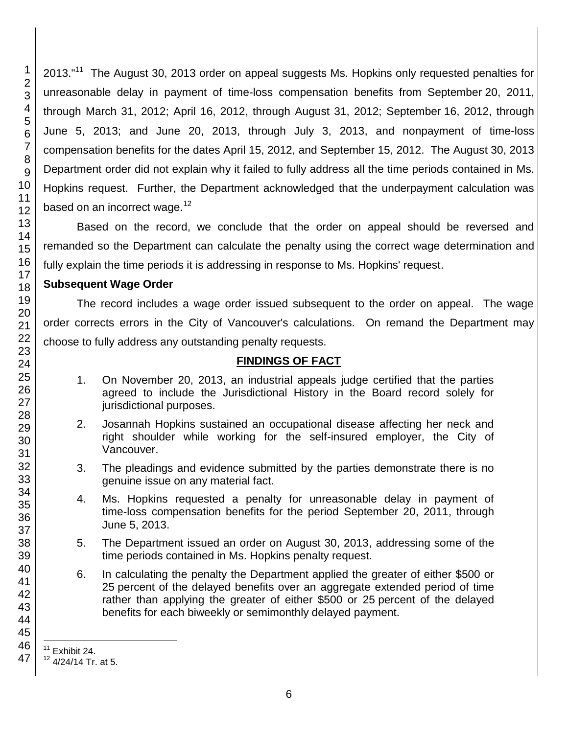2013."[11] The August 30, 2013 order on appeal suggests Ms. Hopkins only requested penalties for unreasonable delay in payment of time-loss compensation benefits from September 20, 2011, through March 31, 2012; April 16, 2012, through August 31, 2012; September 16, 2012, through June 5, 2013; and June 20, 2013, through July 3, 2013, and nonpayment of time-loss compensation benefits for the dates April 15, 2012, and September 15, 2012. The August 30, 2013 Department order did not explain why it failed to fully address all the time periods contained in Ms. Hopkins request. Further, the Department acknowledged that the underpayment calculation was based on an incorrect wage.[12]

Based on the record, we conclude that the order on appeal should be reversed and remanded so the Department can calculate the penalty using the correct wage determination and fully explain the time periods it is addressing in response to Ms. Hopkins' request.

**Subsequent Wage Order**

The record includes a wage order issued subsequent to the order on appeal. The wage order corrects errors in the City of Vancouver's calculations. On remand the Department may choose to fully address any outstanding penalty requests.

## FINDINGS OF FACT

1. On November 20, 2013, an industrial appeals judge certified that the parties agreed to include the Jurisdictional History in the Board record solely for jurisdictional purposes.

2. Josannah Hopkins sustained an occupational disease affecting her neck and right shoulder while working for the self-insured employer, the City of Vancouver.

3. The pleadings and evidence submitted by the parties demonstrate there is no genuine issue on any material fact.

4. Ms. Hopkins requested a penalty for unreasonable delay in payment of time-loss compensation benefits for the period September 20, 2011, through June 5, 2013.

5. The Department issued an order on August 30, 2013, addressing some of the time periods contained in Ms. Hopkins penalty request.

6. In calculating the penalty the Department applied the greater of either $500 or 25 percent of the delayed benefits over an aggregate extended period of time rather than applying the greater of either $500 or 25 percent of the delayed benefits for each biweekly or semimonthly delayed payment.

---

[11] Exhibit 24.

[12] 4/24/14 Tr. at 5.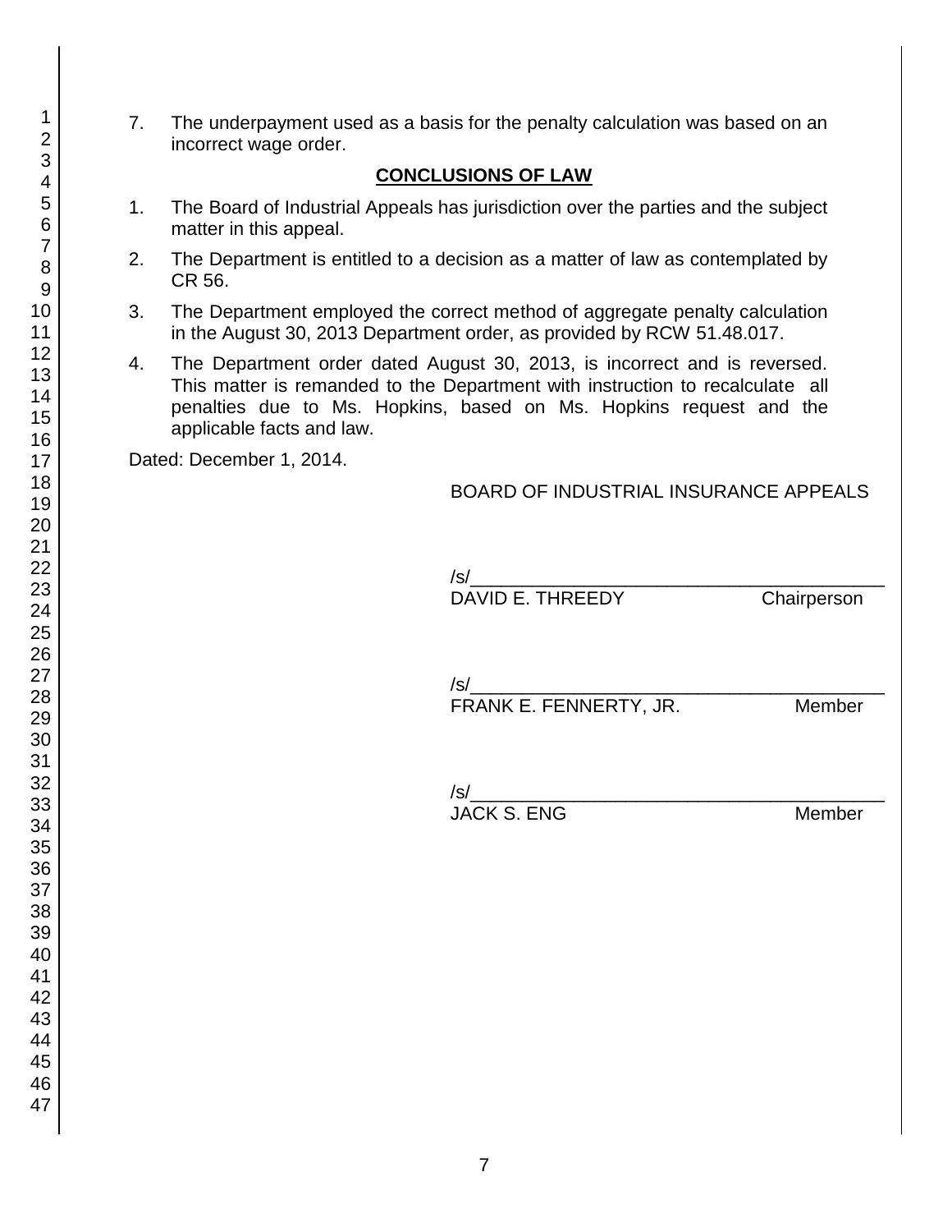7. The underpayment used as a basis for the penalty calculation was based on an incorrect wage order.

## CONCLUSIONS OF LAW

1. The Board of Industrial Appeals has jurisdiction over the parties and the subject matter in this appeal.

2. The Department is entitled to a decision as a matter of law as contemplated by CR 56.

3. The Department employed the correct method of aggregate penalty calculation in the August 30, 2013 Department order, as provided by RCW 51.48.017.

4. The Department order dated August 30, 2013, is incorrect and is reversed. This matter is remanded to the Department with instruction to recalculate all penalties due to Ms. Hopkins, based on Ms. Hopkins request and the applicable facts and law.

Dated: December 1, 2014.

BOARD OF INDUSTRIAL INSURANCE APPEALS

/s/________________________________________
DAVID E. THREEDY Chairperson

/s/________________________________________
FRANK E. FENNERTY, JR. Member

/s/________________________________________
JACK S. ENG Member